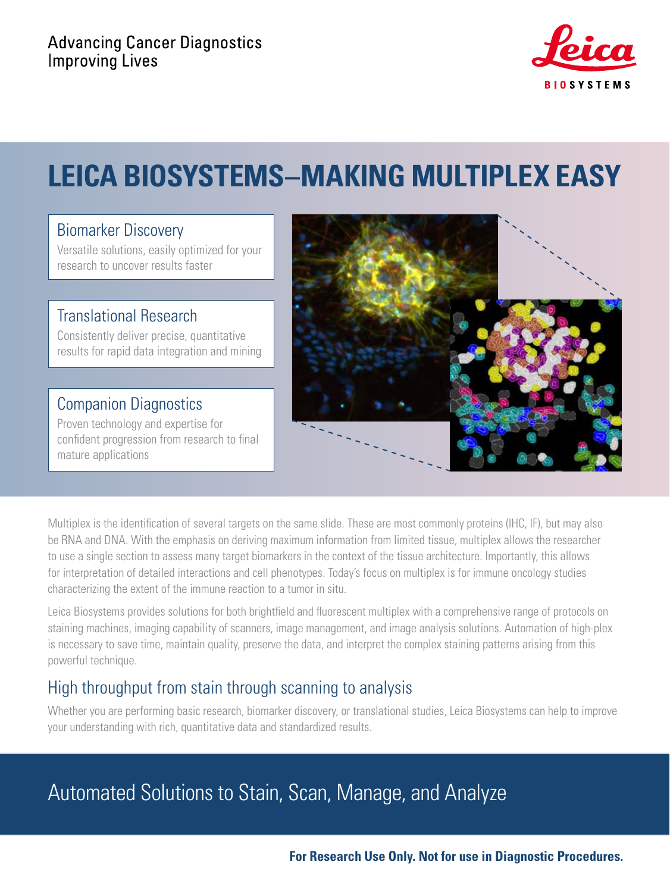Advancing Cancer Diagnostics
Improving Lives

# LEICA BIOSYSTEMS–MAKING MULTIPLEX EASY

### Biomarker Discovery

Versatile solutions, easily optimized for your research to uncover results faster

### Translational Research

Consistently deliver precise, quantitative results for rapid data integration and mining

### Companion Diagnostics

Proven technology and expertise for confident progression from research to final mature applications

Multiplex is the identification of several targets on the same slide. These are most commonly proteins (IHC, IF), but may also be RNA and DNA. With the emphasis on deriving maximum information from limited tissue, multiplex allows the researcher to use a single section to assess many target biomarkers in the context of the tissue architecture. Importantly, this allows for interpretation of detailed interactions and cell phenotypes. Today's focus on multiplex is for immune oncology studies characterizing the extent of the immune reaction to a tumor in situ.

Leica Biosystems provides solutions for both brightfield and fluorescent multiplex with a comprehensive range of protocols on staining machines, imaging capability of scanners, image management, and image analysis solutions. Automation of high-plex is necessary to save time, maintain quality, preserve the data, and interpret the complex staining patterns arising from this powerful technique.

## High throughput from stain through scanning to analysis

Whether you are performing basic research, biomarker discovery, or translational studies, Leica Biosystems can help to improve your understanding with rich, quantitative data and standardized results.

## Automated Solutions to Stain, Scan, Manage, and Analyze

**For Research Use Only. Not for use in Diagnostic Procedures.**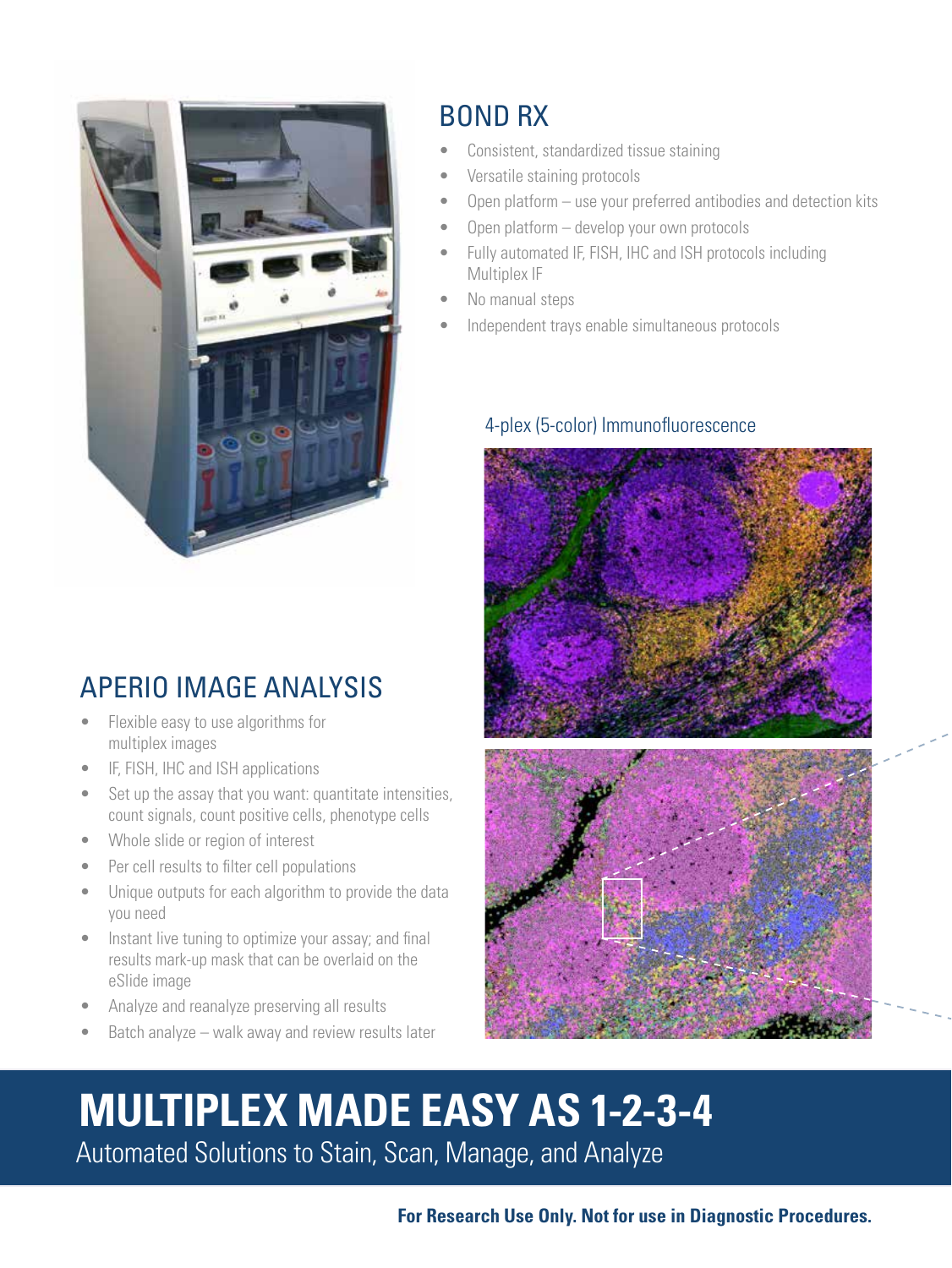## BOND RX

- Consistent, standardized tissue staining
- Versatile staining protocols
- Open platform – use your preferred antibodies and detection kits
- Open platform – develop your own protocols
- Fully automated IF, FISH, IHC and ISH protocols including Multiplex IF
- No manual steps
- Independent trays enable simultaneous protocols

4-plex (5-color) Immunofluorescence

## APERIO IMAGE ANALYSIS

- Flexible easy to use algorithms for multiplex images
- IF, FISH, IHC and ISH applications
- Set up the assay that you want: quantitate intensities, count signals, count positive cells, phenotype cells
- Whole slide or region of interest
- Per cell results to filter cell populations
- Unique outputs for each algorithm to provide the data you need
- Instant live tuning to optimize your assay; and final results mark-up mask that can be overlaid on the eSlide image
- Analyze and reanalyze preserving all results
- Batch analyze – walk away and review results later

# MULTIPLEX MADE EASY AS 1-2-3-4

Automated Solutions to Stain, Scan, Manage, and Analyze

**For Research Use Only. Not for use in Diagnostic Procedures.**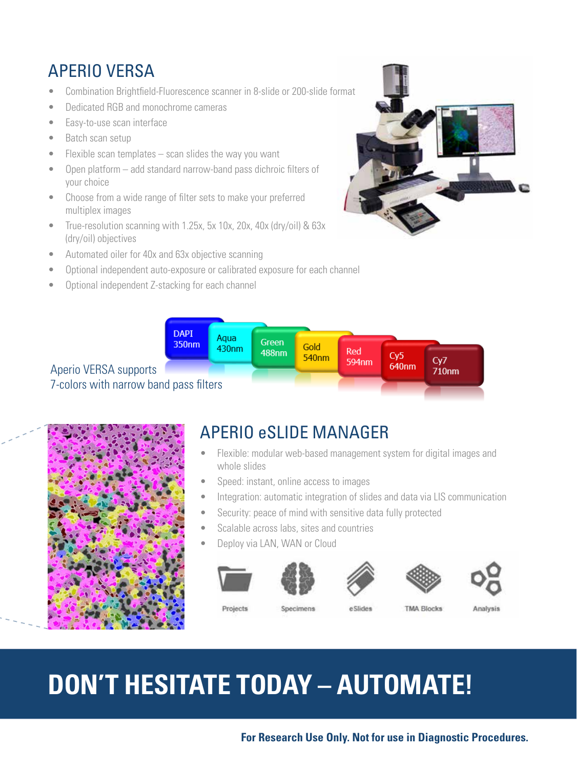## APERIO VERSA

- Combination Brightfield-Fluorescence scanner in 8-slide or 200-slide format
- Dedicated RGB and monochrome cameras
- Easy-to-use scan interface
- Batch scan setup
- Flexible scan templates – scan slides the way you want
- Open platform – add standard narrow-band pass dichroic filters of your choice
- Choose from a wide range of filter sets to make your preferred multiplex images
- True-resolution scanning with 1.25x, 5x 10x, 20x, 40x (dry/oil) & 63x (dry/oil) objectives
- Automated oiler for 40x and 63x objective scanning
- Optional independent auto-exposure or calibrated exposure for each channel
- Optional independent Z-stacking for each channel

Aperio VERSA supports 7-colors with narrow band pass filters

DAPI 350nm | Aqua 430nm | Green 488nm | Gold 540nm | Red 594nm | Cy5 640nm | Cy7 710nm

## APERIO eSLIDE MANAGER

- Flexible: modular web-based management system for digital images and whole slides
- Speed: instant, online access to images
- Integration: automatic integration of slides and data via LIS communication
- Security: peace of mind with sensitive data fully protected
- Scalable across labs, sites and countries
- Deploy via LAN, WAN or Cloud

Projects | Specimens | eSlides | TMA Blocks | Analysis

# DON'T HESITATE TODAY – AUTOMATE!

**For Research Use Only. Not for use in Diagnostic Procedures.**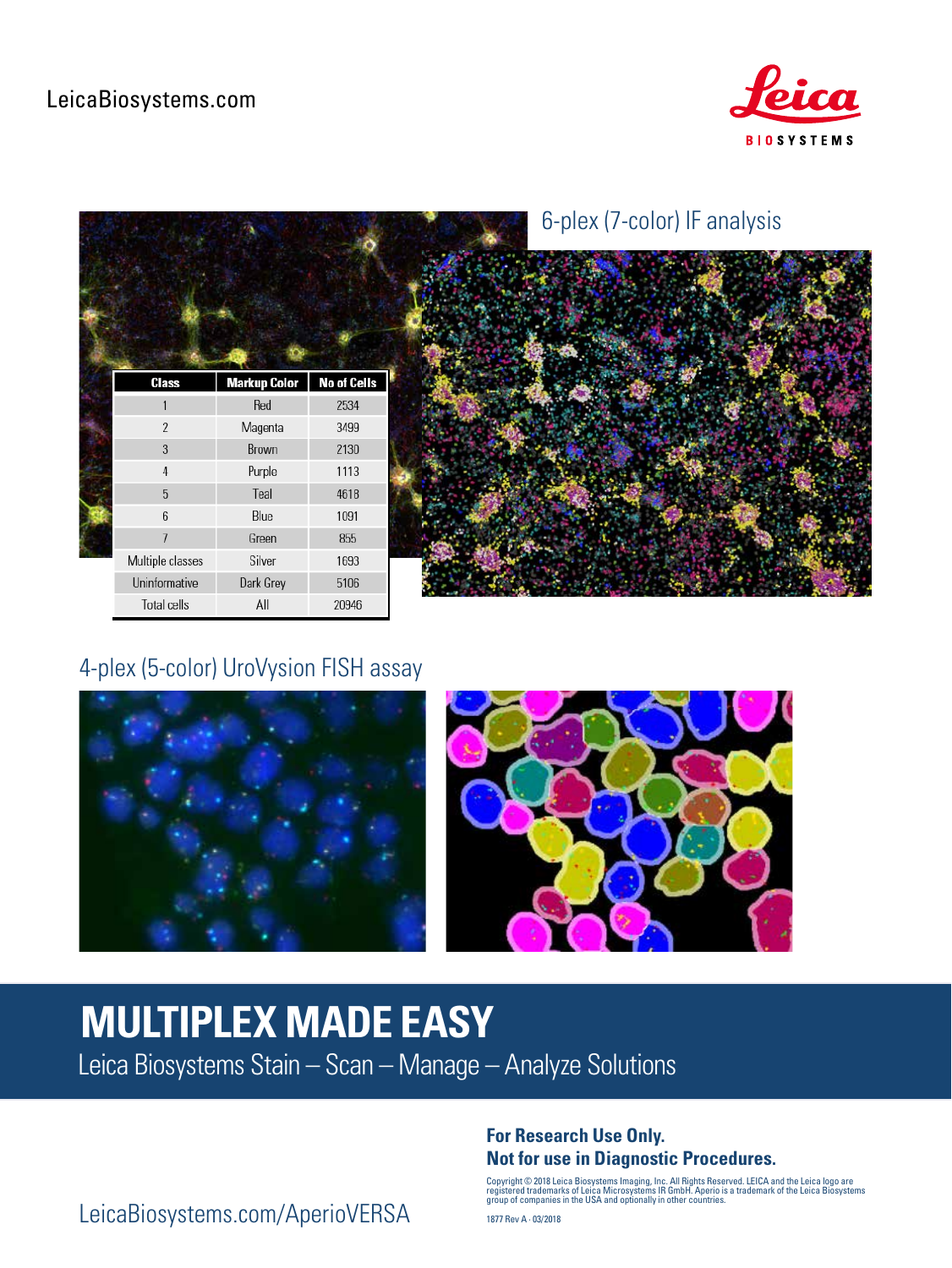LeicaBiosystems.com

Leica BIOSYSTEMS

## 6-plex (7-color) IF analysis

| Class | Markup Color | No of Cells |
|---|---|---|
| 1 | Red | 2534 |
| 2 | Magenta | 3499 |
| 3 | Brown | 2130 |
| 4 | Purple | 1113 |
| 5 | Teal | 4618 |
| 6 | Blue | 1091 |
| 7 | Green | 855 |
| Multiple classes | Silver | 1693 |
| Uninformative | Dark Grey | 5106 |
| Total cells | All | 20946 |

## 4-plex (5-color) UroVysion FISH assay

# MULTIPLEX MADE EASY

Leica Biosystems Stain – Scan – Manage – Analyze Solutions

**For Research Use Only.**
**Not for use in Diagnostic Procedures.**

Copyright © 2018 Leica Biosystems Imaging, Inc. All Rights Reserved. LEICA and the Leica logo are registered trademarks of Leica Microsystems IR GmbH. Aperio is a trademark of the Leica Biosystems group of companies in the USA and optionally in other countries.

1877 Rev A · 03/2018

LeicaBiosystems.com/AperioVERSA